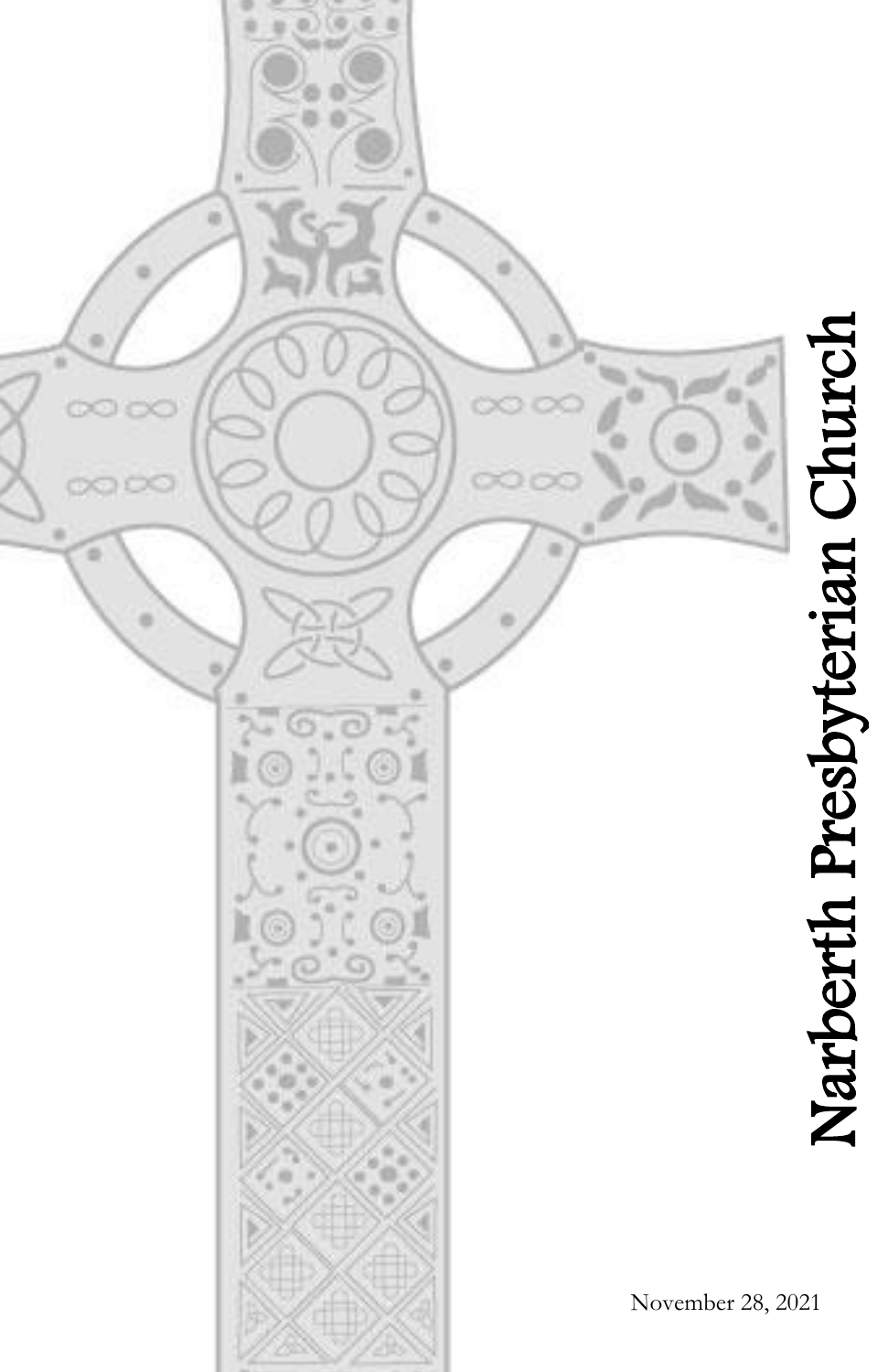# Narberth Presbyterian Church

November 28, 2021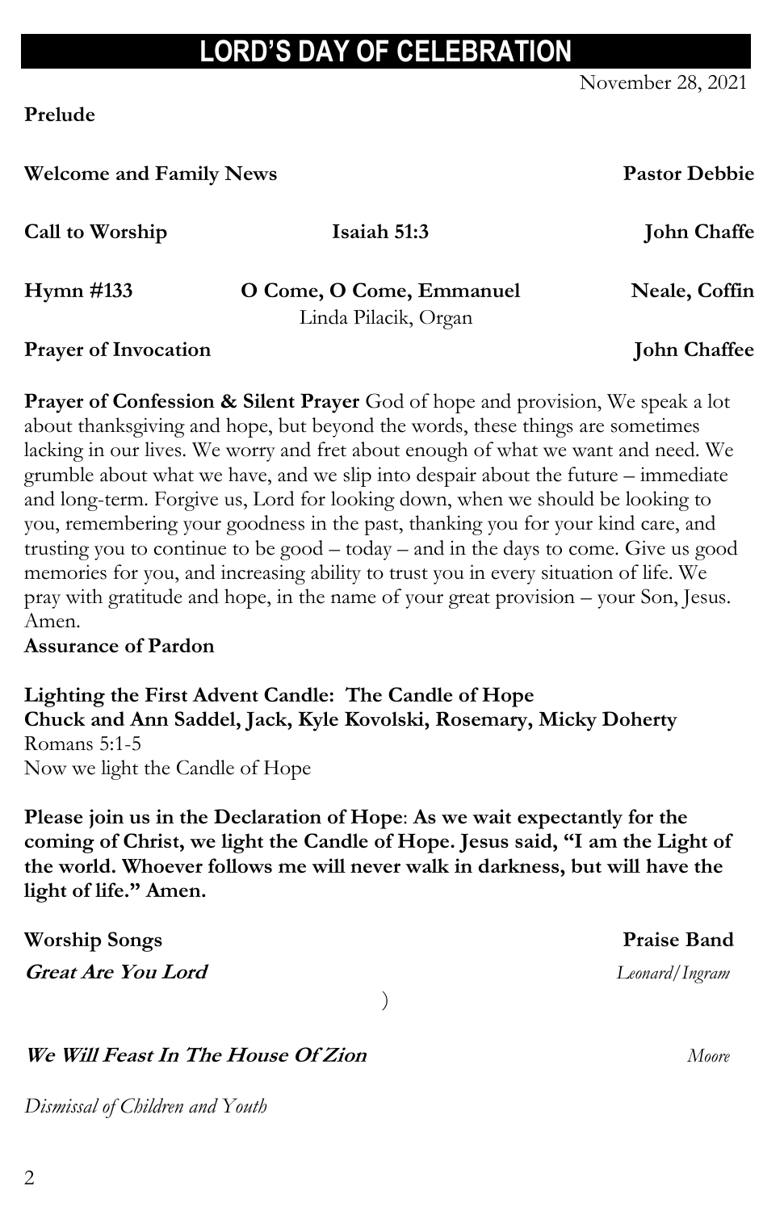# LORD'S DAY OF CELEBRATION

November 28, 2021

**Prelude**

**Welcome and Family News** **Pastor Debbie**

**Call to Worship** **Isaiah 51:3** **John Chaffe**

**Hymn #133** **O Come, O Come, Emmanuel** **Neale, Coffin**
Linda Pilacik, Organ

**Prayer of Invocation** **John Chaffee**

**Prayer of Confession & Silent Prayer** God of hope and provision, We speak a lot about thanksgiving and hope, but beyond the words, these things are sometimes lacking in our lives. We worry and fret about enough of what we want and need. We grumble about what we have, and we slip into despair about the future – immediate and long-term. Forgive us, Lord for looking down, when we should be looking to you, remembering your goodness in the past, thanking you for your kind care, and trusting you to continue to be good – today – and in the days to come. Give us good memories for you, and increasing ability to trust you in every situation of life. We pray with gratitude and hope, in the name of your great provision – your Son, Jesus. Amen.

**Assurance of Pardon**

**Lighting the First Advent Candle: The Candle of Hope**
**Chuck and Ann Saddel, Jack, Kyle Kovolski, Rosemary, Micky Doherty**
Romans 5:1-5
Now we light the Candle of Hope

**Please join us in the Declaration of Hope**: **As we wait expectantly for the coming of Christ, we light the Candle of Hope. Jesus said, "I am the Light of the world. Whoever follows me will never walk in darkness, but will have the light of life." Amen.**

**Worship Songs** **Praise Band**

***Great Are You Lord*** *Leonard/Ingram*

)

***We Will Feast In The House Of Zion*** *Moore*

*Dismissal of Children and Youth*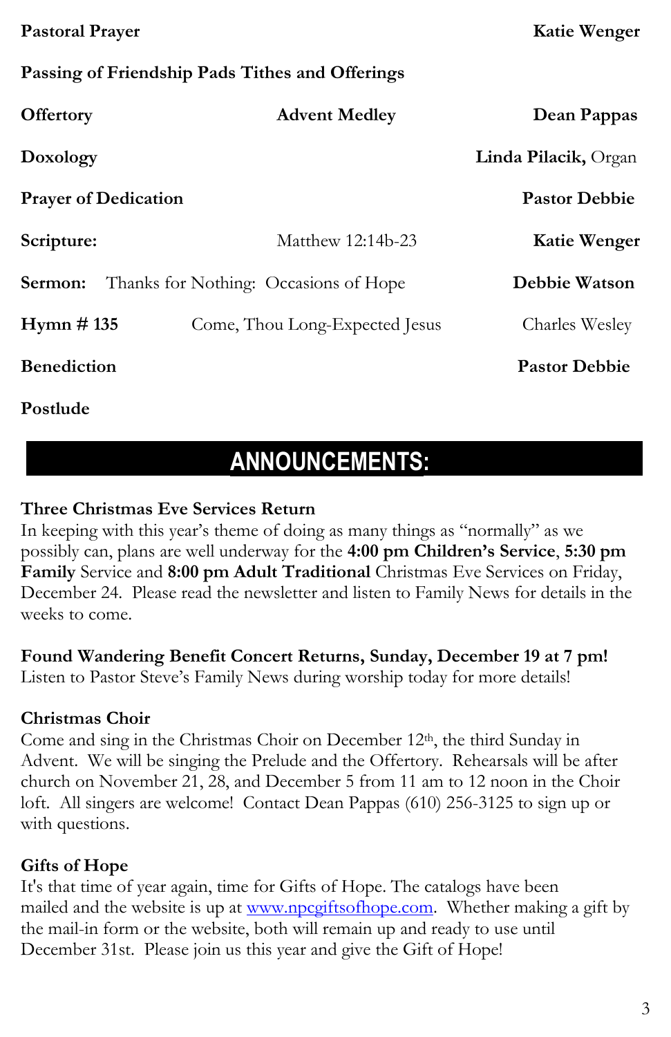**Pastoral Prayer** **Katie Wenger**

**Passing of Friendship Pads Tithes and Offerings**

**Offertory** **Advent Medley** **Dean Pappas**

**Doxology** **Linda Pilacik,** Organ

**Prayer of Dedication** **Pastor Debbie**

**Scripture:** Matthew 12:14b-23 **Katie Wenger**

**Sermon:** Thanks for Nothing: Occasions of Hope **Debbie Watson**

**Hymn # 135** Come, Thou Long-Expected Jesus Charles Wesley

**Benediction** **Pastor Debbie**

**Postlude**

## ANNOUNCEMENTS:

**Three Christmas Eve Services Return**
In keeping with this year's theme of doing as many things as "normally" as we possibly can, plans are well underway for the **4:00 pm Children's Service**, **5:30 pm Family** Service and **8:00 pm Adult Traditional** Christmas Eve Services on Friday, December 24. Please read the newsletter and listen to Family News for details in the weeks to come.

**Found Wandering Benefit Concert Returns, Sunday, December 19 at 7 pm!**
Listen to Pastor Steve's Family News during worship today for more details!

**Christmas Choir**
Come and sing in the Christmas Choir on December 12th, the third Sunday in Advent. We will be singing the Prelude and the Offertory. Rehearsals will be after church on November 21, 28, and December 5 from 11 am to 12 noon in the Choir loft. All singers are welcome! Contact Dean Pappas (610) 256-3125 to sign up or with questions.

**Gifts of Hope**
It's that time of year again, time for Gifts of Hope. The catalogs have been mailed and the website is up at www.npcgiftsofhope.com. Whether making a gift by the mail-in form or the website, both will remain up and ready to use until December 31st. Please join us this year and give the Gift of Hope!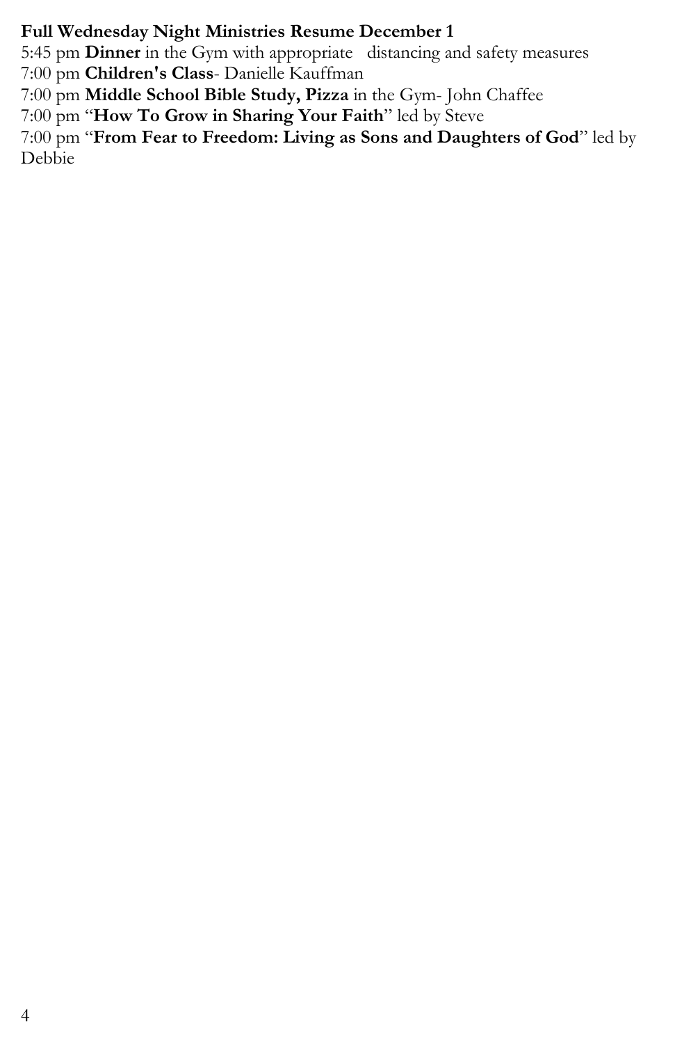**Full Wednesday Night Ministries Resume December 1**

5:45 pm **Dinner** in the Gym with appropriate distancing and safety measures

7:00 pm **Children's Class**- Danielle Kauffman

7:00 pm **Middle School Bible Study, Pizza** in the Gym- John Chaffee

7:00 pm "**How To Grow in Sharing Your Faith**" led by Steve

7:00 pm "**From Fear to Freedom: Living as Sons and Daughters of God**" led by Debbie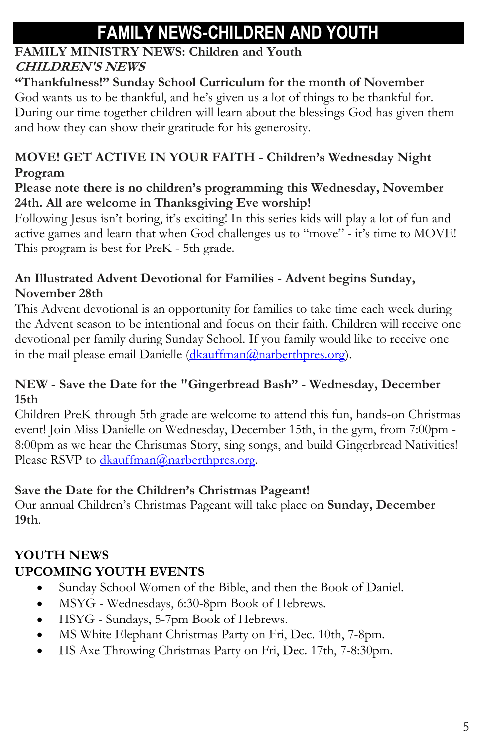# FAMILY NEWS-CHILDREN AND YOUTH

**FAMILY MINISTRY NEWS: Children and Youth**

***CHILDREN'S NEWS***

**"Thankfulness!" Sunday School Curriculum for the month of November**

God wants us to be thankful, and he's given us a lot of things to be thankful for. During our time together children will learn about the blessings God has given them and how they can show their gratitude for his generosity.

**MOVE! GET ACTIVE IN YOUR FAITH - Children's Wednesday Night Program**

**Please note there is no children's programming this Wednesday, November 24th. All are welcome in Thanksgiving Eve worship!**

Following Jesus isn't boring, it's exciting! In this series kids will play a lot of fun and active games and learn that when God challenges us to "move" - it's time to MOVE! This program is best for PreK - 5th grade.

**An Illustrated Advent Devotional for Families - Advent begins Sunday, November 28th**

This Advent devotional is an opportunity for families to take time each week during the Advent season to be intentional and focus on their faith. Children will receive one devotional per family during Sunday School. If you family would like to receive one in the mail please email Danielle (dkauffman@narberthpres.org).

**NEW - Save the Date for the "Gingerbread Bash" - Wednesday, December 15th**

Children PreK through 5th grade are welcome to attend this fun, hands-on Christmas event! Join Miss Danielle on Wednesday, December 15th, in the gym, from 7:00pm - 8:00pm as we hear the Christmas Story, sing songs, and build Gingerbread Nativities! Please RSVP to dkauffman@narberthpres.org.

**Save the Date for the Children's Christmas Pageant!**

Our annual Children's Christmas Pageant will take place on **Sunday, December 19th**.

**YOUTH NEWS**

**UPCOMING YOUTH EVENTS**

- Sunday School Women of the Bible, and then the Book of Daniel.
- MSYG - Wednesdays, 6:30-8pm Book of Hebrews.
- HSYG - Sundays, 5-7pm Book of Hebrews.
- MS White Elephant Christmas Party on Fri, Dec. 10th, 7-8pm.
- HS Axe Throwing Christmas Party on Fri, Dec. 17th, 7-8:30pm.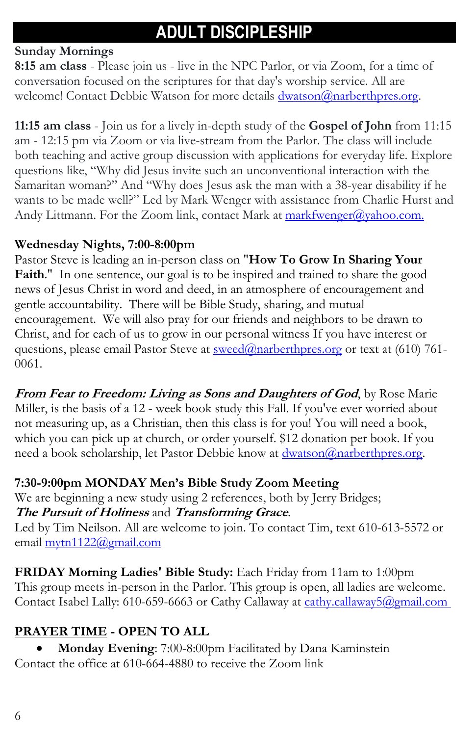# ADULT DISCIPLESHIP

**Sunday Mornings**

**8:15 am class** - Please join us - live in the NPC Parlor, or via Zoom, for a time of conversation focused on the scriptures for that day's worship service. All are welcome! Contact Debbie Watson for more details dwatson@narberthpres.org.

**11:15 am class** - Join us for a lively in-depth study of the **Gospel of John** from 11:15 am - 12:15 pm via Zoom or via live-stream from the Parlor. The class will include both teaching and active group discussion with applications for everyday life. Explore questions like, "Why did Jesus invite such an unconventional interaction with the Samaritan woman?" And "Why does Jesus ask the man with a 38-year disability if he wants to be made well?" Led by Mark Wenger with assistance from Charlie Hurst and Andy Littmann. For the Zoom link, contact Mark at markfwenger@yahoo.com.

**Wednesday Nights, 7:00-8:00pm**

Pastor Steve is leading an in-person class on "**How To Grow In Sharing Your Faith**." In one sentence, our goal is to be inspired and trained to share the good news of Jesus Christ in word and deed, in an atmosphere of encouragement and gentle accountability. There will be Bible Study, sharing, and mutual encouragement. We will also pray for our friends and neighbors to be drawn to Christ, and for each of us to grow in our personal witness If you have interest or questions, please email Pastor Steve at sweed@narberthpres.org or text at (610) 761-0061.

***From Fear to Freedom: Living as Sons and Daughters of God***, by Rose Marie Miller, is the basis of a 12 - week book study this Fall. If you've ever worried about not measuring up, as a Christian, then this class is for you! You will need a book, which you can pick up at church, or order yourself. $12 donation per book. If you need a book scholarship, let Pastor Debbie know at dwatson@narberthpres.org.

**7:30-9:00pm MONDAY Men's Bible Study Zoom Meeting**

We are beginning a new study using 2 references, both by Jerry Bridges;
***The Pursuit of Holiness*** and ***Transforming Grace***.
Led by Tim Neilson. All are welcome to join. To contact Tim, text 610-613-5572 or email mytn1122@gmail.com

**FRIDAY Morning Ladies' Bible Study:** Each Friday from 11am to 1:00pm
This group meets in-person in the Parlor. This group is open, all ladies are welcome. Contact Isabel Lally: 610-659-6663 or Cathy Callaway at cathy.callaway5@gmail.com

**PRAYER TIME - OPEN TO ALL**

- **Monday Evening**: 7:00-8:00pm Facilitated by Dana Kaminstein

Contact the office at 610-664-4880 to receive the Zoom link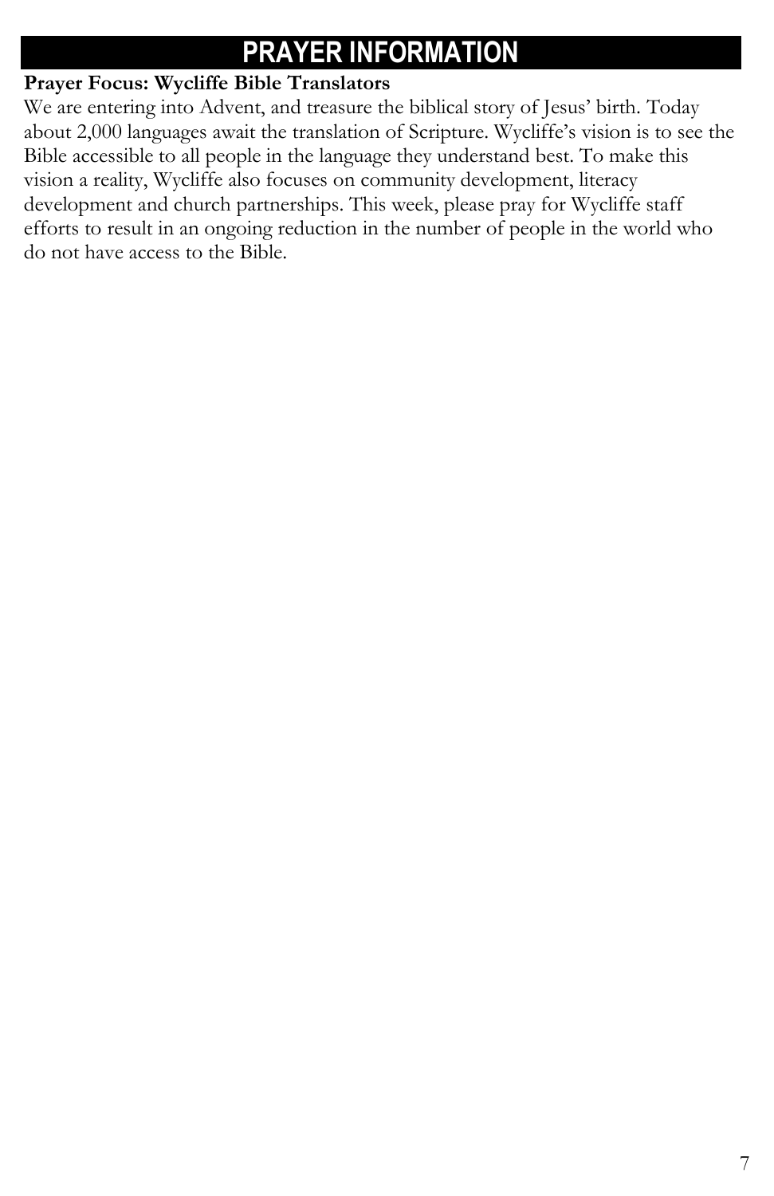# PRAYER INFORMATION

**Prayer Focus: Wycliffe Bible Translators**

We are entering into Advent, and treasure the biblical story of Jesus' birth. Today about 2,000 languages await the translation of Scripture. Wycliffe's vision is to see the Bible accessible to all people in the language they understand best. To make this vision a reality, Wycliffe also focuses on community development, literacy development and church partnerships. This week, please pray for Wycliffe staff efforts to result in an ongoing reduction in the number of people in the world who do not have access to the Bible.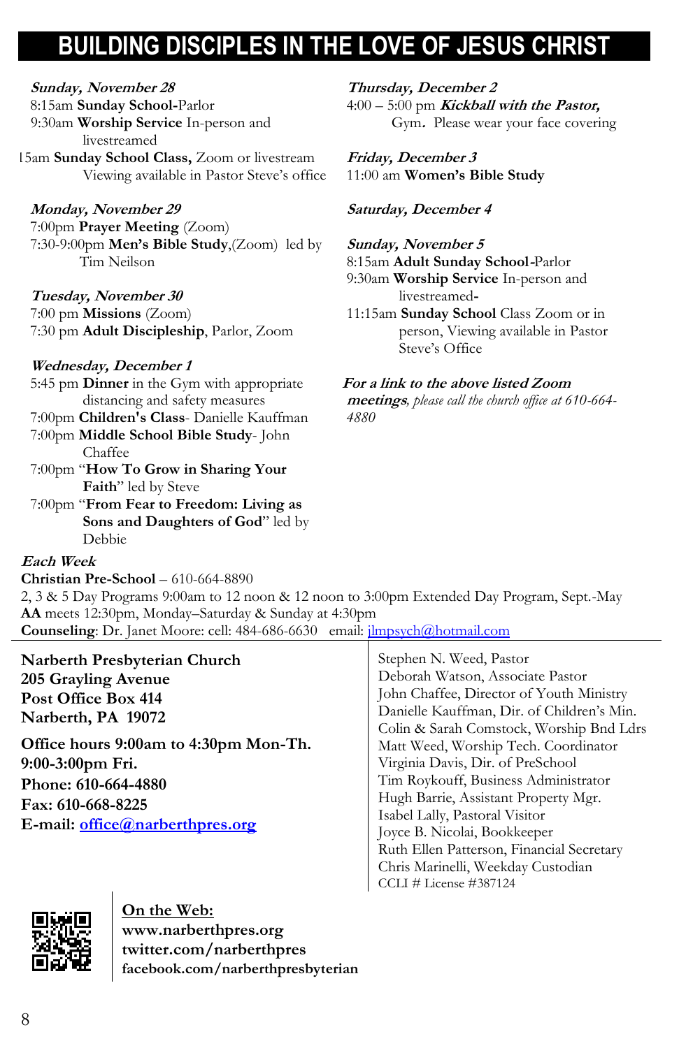# BUILDING DISCIPLES IN THE LOVE OF JESUS CHRIST

***Sunday, November 28***
8:15am **Sunday School**-Parlor
9:30am **Worship Service** In-person and livestreamed
15am **Sunday School Class,** Zoom or livestream Viewing available in Pastor Steve's office

***Monday, November 29***
7:00pm **Prayer Meeting** (Zoom)
7:30-9:00pm **Men's Bible Study**,(Zoom) led by Tim Neilson

***Tuesday, November 30***
7:00 pm **Missions** (Zoom)
7:30 pm **Adult Discipleship**, Parlor, Zoom

***Wednesday, December 1***
5:45 pm **Dinner** in the Gym with appropriate distancing and safety measures
7:00pm **Children's Class**- Danielle Kauffman
7:00pm **Middle School Bible Study**- John Chaffee
7:00pm "**How To Grow in Sharing Your Faith**" led by Steve
7:00pm "**From Fear to Freedom: Living as Sons and Daughters of God**" led by Debbie

***Thursday, December 2***
4:00 – 5:00 pm ***Kickball with the Pastor,*** Gym**.** Please wear your face covering

***Friday, December 3***
11:00 am **Women's Bible Study**

***Saturday, December 4***

***Sunday, November 5***
8:15am **Adult Sunday School**-Parlor
9:30am **Worship Service** In-person and livestreamed-
11:15am **Sunday School** Class Zoom or in person, Viewing available in Pastor Steve's Office

***For a link to the above listed Zoom meetings****, please call the church office at 610-664-4880*

***Each Week***
**Christian Pre-School** – 610-664-8890
2, 3 & 5 Day Programs 9:00am to 12 noon & 12 noon to 3:00pm Extended Day Program, Sept.-May
**AA** meets 12:30pm, Monday–Saturday & Sunday at 4:30pm
**Counseling**: Dr. Janet Moore: cell: 484-686-6630 email: jlmpsych@hotmail.com

**Narberth Presbyterian Church**
**205 Grayling Avenue**
**Post Office Box 414**
**Narberth, PA 19072**

**Office hours 9:00am to 4:30pm Mon-Th.**
**9:00-3:00pm Fri.**
**Phone: 610-664-4880**
**Fax: 610-668-8225**
**E-mail: office@narberthpres.org**

Stephen N. Weed, Pastor
Deborah Watson, Associate Pastor
John Chaffee, Director of Youth Ministry
Danielle Kauffman, Dir. of Children's Min.
Colin & Sarah Comstock, Worship Bnd Ldrs
Matt Weed, Worship Tech. Coordinator
Virginia Davis, Dir. of PreSchool
Tim Roykouff, Business Administrator
Hugh Barrie, Assistant Property Mgr.
Isabel Lally, Pastoral Visitor
Joyce B. Nicolai, Bookkeeper
Ruth Ellen Patterson, Financial Secretary
Chris Marinelli, Weekday Custodian
CCLI # License #387124

**On the Web:**
**www.narberthpres.org**
**twitter.com/narberthpres**
**facebook.com/narberthpresbyterian**